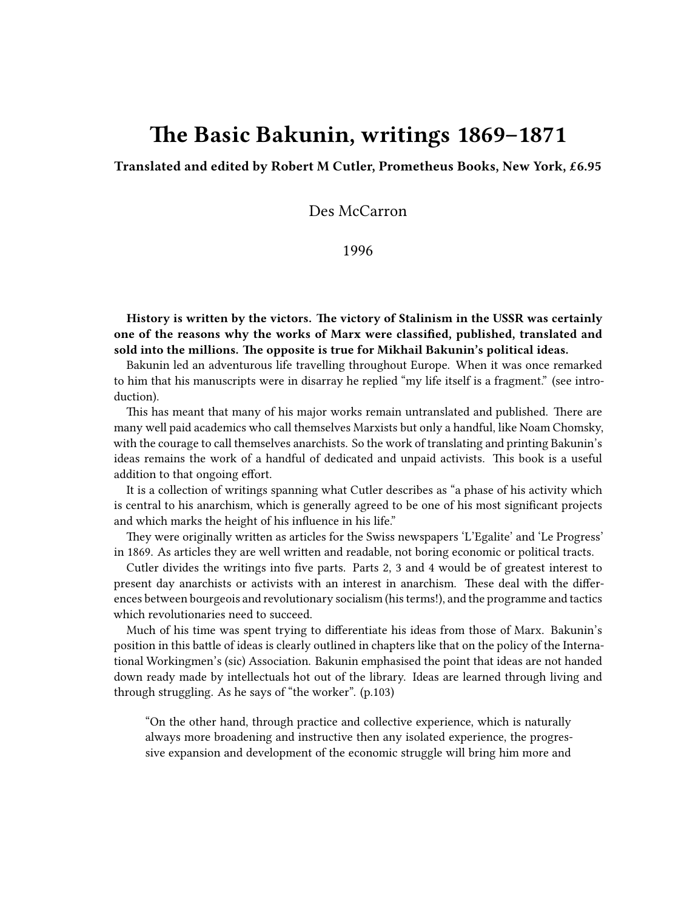# The Basic Bakunin, writings 1869–1871

**Translated and edited by Robert M Cutler, Prometheus Books, New York, £6.95**

Des McCarron

1996

**History is written by the victors. The victory of Stalinism in the USSR was certainly one of the reasons why the works of Marx were classified, published, translated and sold into the millions. The opposite is true for Mikhail Bakunin's political ideas.**

Bakunin led an adventurous life travelling throughout Europe. When it was once remarked to him that his manuscripts were in disarray he replied "my life itself is a fragment." (see introduction).

This has meant that many of his major works remain untranslated and published. There are many well paid academics who call themselves Marxists but only a handful, like Noam Chomsky, with the courage to call themselves anarchists. So the work of translating and printing Bakunin's ideas remains the work of a handful of dedicated and unpaid activists. This book is a useful addition to that ongoing effort.

It is a collection of writings spanning what Cutler describes as "a phase of his activity which is central to his anarchism, which is generally agreed to be one of his most significant projects and which marks the height of his influence in his life."

They were originally written as articles for the Swiss newspapers 'L'Egalite' and 'Le Progress' in 1869. As articles they are well written and readable, not boring economic or political tracts.

Cutler divides the writings into five parts. Parts 2, 3 and 4 would be of greatest interest to present day anarchists or activists with an interest in anarchism. These deal with the differences between bourgeois and revolutionary socialism (his terms!), and the programme and tactics which revolutionaries need to succeed.

Much of his time was spent trying to differentiate his ideas from those of Marx. Bakunin's position in this battle of ideas is clearly outlined in chapters like that on the policy of the International Workingmen's (sic) Association. Bakunin emphasised the point that ideas are not handed down ready made by intellectuals hot out of the library. Ideas are learned through living and through struggling. As he says of "the worker". (p.103)

> "On the other hand, through practice and collective experience, which is naturally always more broadening and instructive then any isolated experience, the progressive expansion and development of the economic struggle will bring him more and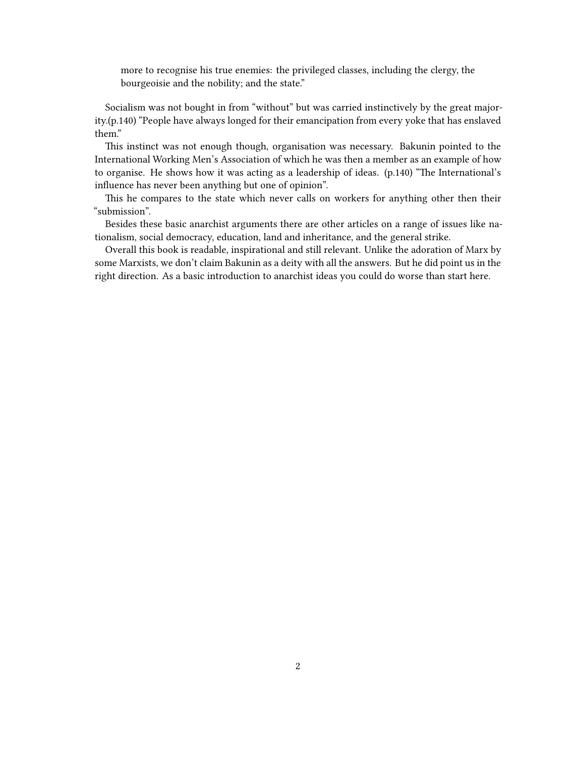> more to recognise his true enemies: the privileged classes, including the clergy, the bourgeoisie and the nobility; and the state."

Socialism was not bought in from "without" but was carried instinctively by the great majority.(p.140) "People have always longed for their emancipation from every yoke that has enslaved them."

This instinct was not enough though, organisation was necessary. Bakunin pointed to the International Working Men's Association of which he was then a member as an example of how to organise. He shows how it was acting as a leadership of ideas. (p.140) "The International's influence has never been anything but one of opinion".

This he compares to the state which never calls on workers for anything other then their "submission".

Besides these basic anarchist arguments there are other articles on a range of issues like nationalism, social democracy, education, land and inheritance, and the general strike.

Overall this book is readable, inspirational and still relevant. Unlike the adoration of Marx by some Marxists, we don't claim Bakunin as a deity with all the answers. But he did point us in the right direction. As a basic introduction to anarchist ideas you could do worse than start here.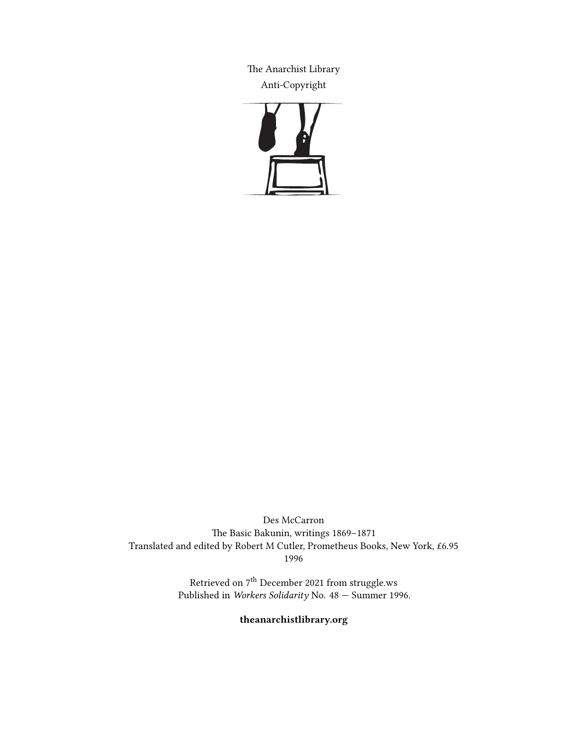The Anarchist Library
Anti-Copyright

Des McCarron
The Basic Bakunin, writings 1869–1871
Translated and edited by Robert M Cutler, Prometheus Books, New York, £6.95
1996

Retrieved on 7th December 2021 from struggle.ws
Published in *Workers Solidarity* No. 48 — Summer 1996.

**theanarchistlibrary.org**